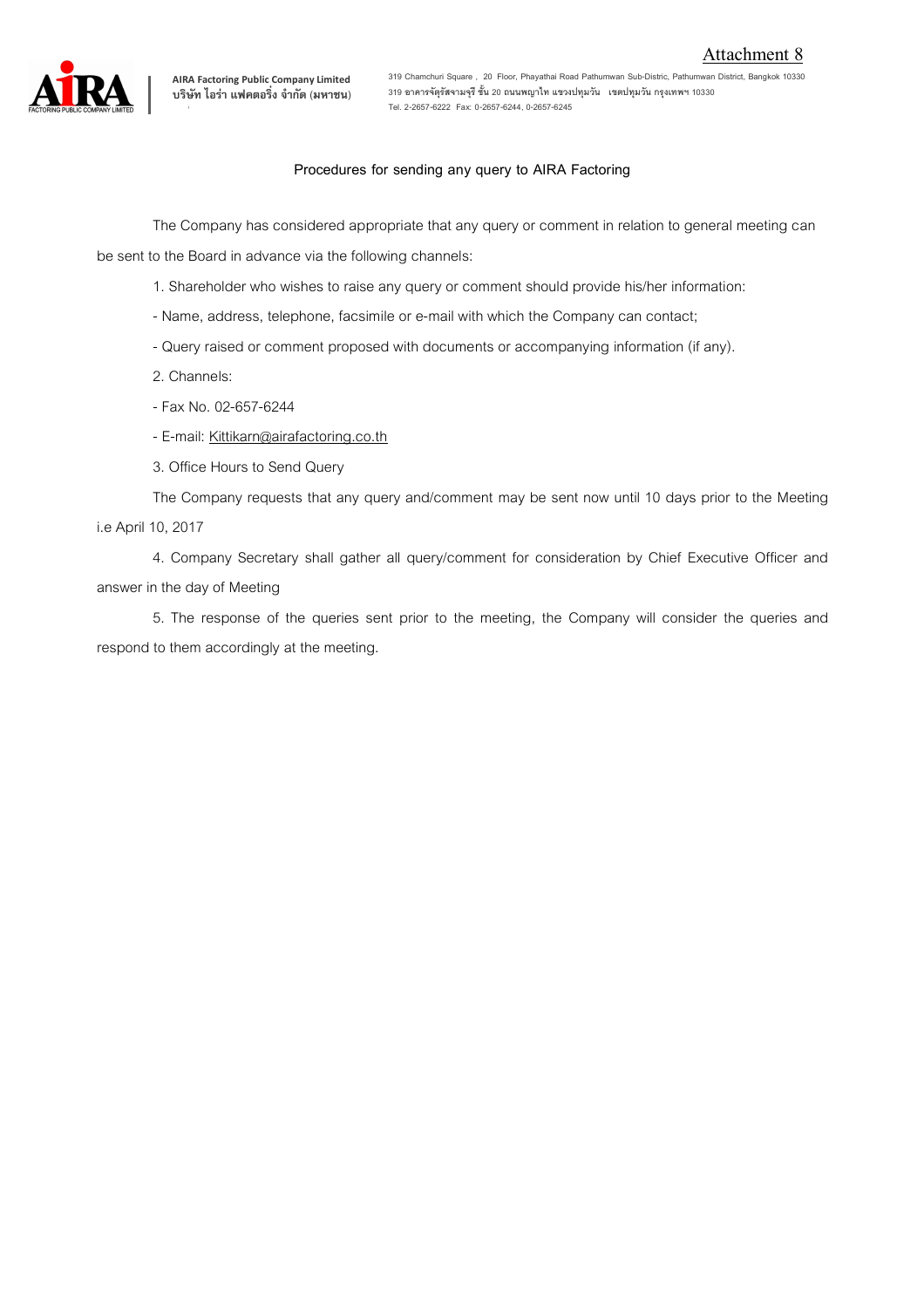Attachment 8

**AIRA Factoring Public Company Limited**
**บริษัท ไอร่า แฟคตอริ่ง จำกัด (มหาชน)**

319 Chamchuri Square , 20 Floor, Phayathai Road Pathumwan Sub-Distric, Pathumwan District, Bangkok 10330
319 อาคารจัตุรัสจามจุรี ชั้น 20 ถนนพญาไท แขวงปทุมวัน เขตปทุมวัน กรุงเทพฯ 10330
Tel. 2-2657-6222 Fax: 0-2657-6244, 0-2657-6245

**Procedures for sending any query to AIRA Factoring**

The Company has considered appropriate that any query or comment in relation to general meeting can be sent to the Board in advance via the following channels:

1. Shareholder who wishes to raise any query or comment should provide his/her information:

- Name, address, telephone, facsimile or e-mail with which the Company can contact;

- Query raised or comment proposed with documents or accompanying information (if any).

2. Channels:

- Fax No. 02-657-6244

- E-mail: Kittikarn@airafactoring.co.th

3. Office Hours to Send Query

The Company requests that any query and/comment may be sent now until 10 days prior to the Meeting i.e April 10, 2017

4. Company Secretary shall gather all query/comment for consideration by Chief Executive Officer and answer in the day of Meeting

5. The response of the queries sent prior to the meeting, the Company will consider the queries and respond to them accordingly at the meeting.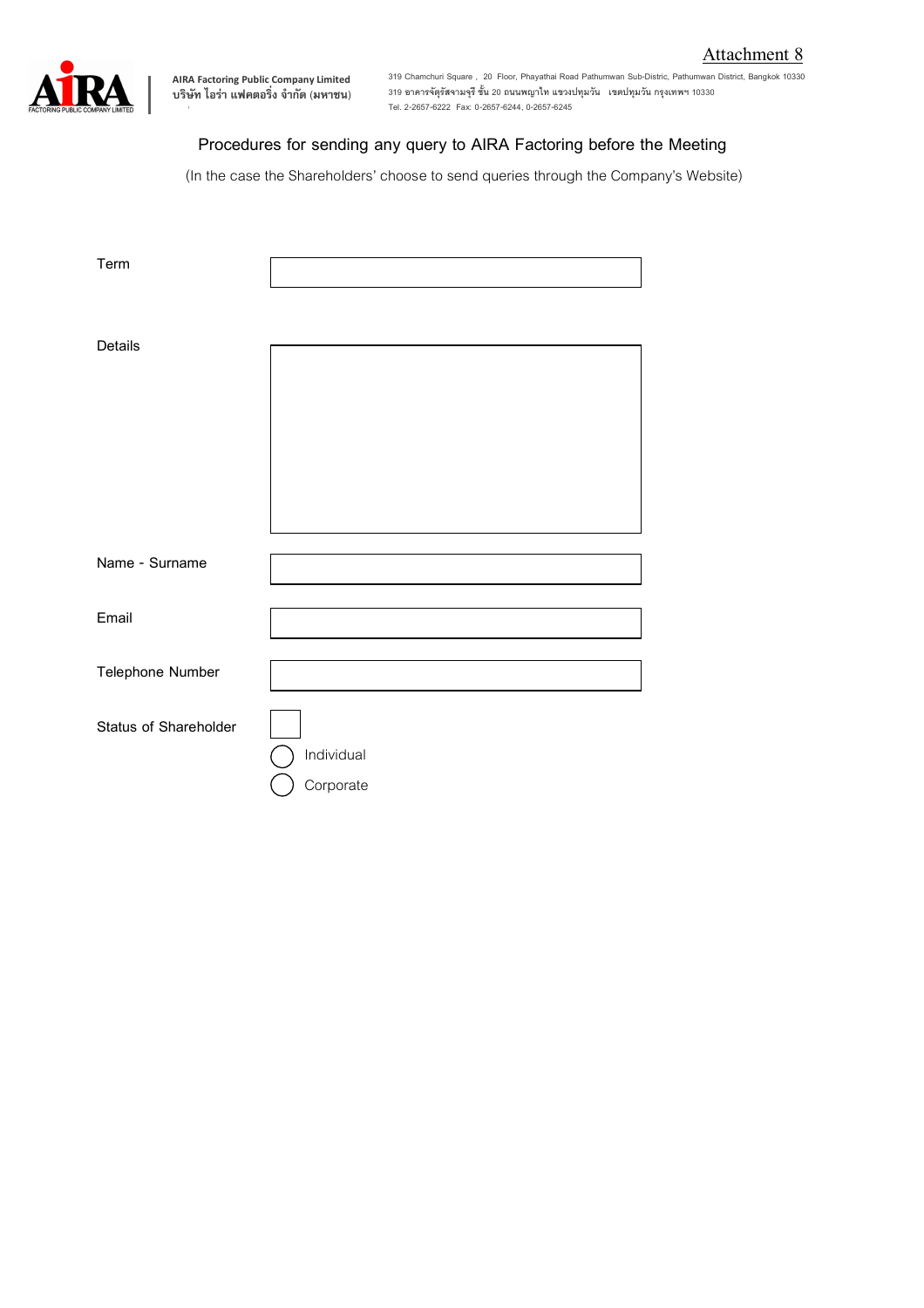Attachment 8

AIRA Factoring Public Company Limited
บริษัท ไอร่า แฟคตอริ่ง จำกัด (มหาชน)

319 Chamchuri Square , 20 Floor, Phayathai Road Pathumwan Sub-Distric, Pathumwan District, Bangkok 10330
319 อาคารจัตุรัสจามจุรี ชั้น 20 ถนนพญาไท แขวงปทุมวัน เขตปทุมวัน กรุงเทพฯ 10330
Tel. 2-2657-6222 Fax: 0-2657-6244, 0-2657-6245

## Procedures for sending any query to AIRA Factoring before the Meeting

(In the case the Shareholders' choose to send queries through the Company's Website)

Term

Details

Name - Surname

Email

Telephone Number

Status of Shareholder

- Individual
- Corporate